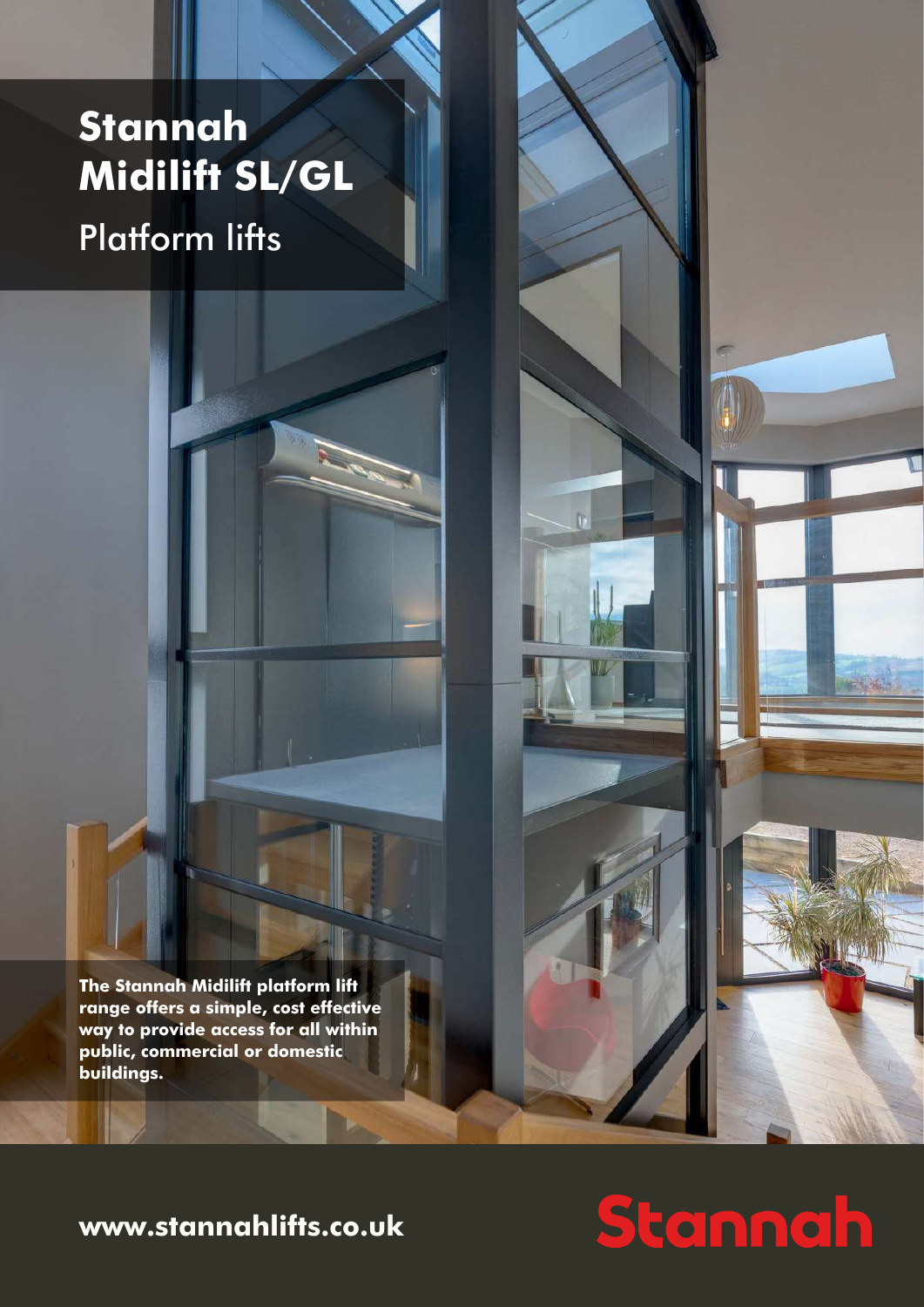# Stannah Midilift SL/GL

## Platform lifts

**The Stannah Midilift platform lift range offers a simple, cost effective way to provide access for all within public, commercial or domestic buildings.**

**www.stannahlifts.co.uk**

Stannah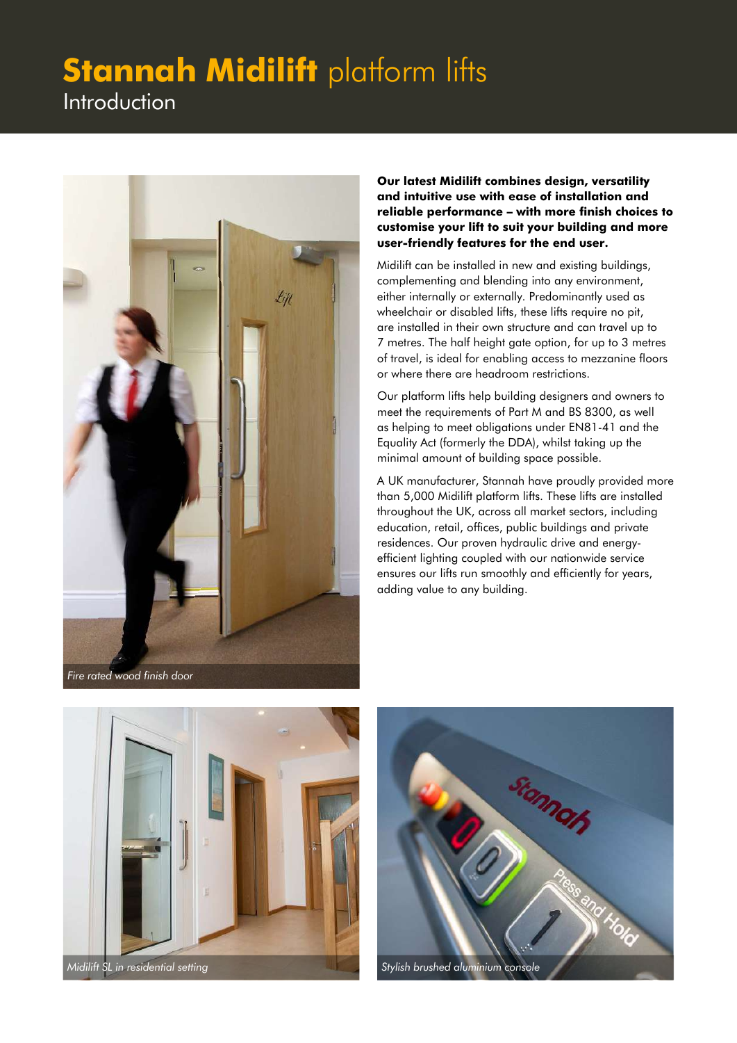# **Stannah Midilift** platform lifts

## Introduction

*Fire rated wood finish door*

**Our latest Midilift combines design, versatility and intuitive use with ease of installation and reliable performance – with more finish choices to customise your lift to suit your building and more user-friendly features for the end user.**

Midilift can be installed in new and existing buildings, complementing and blending into any environment, either internally or externally. Predominantly used as wheelchair or disabled lifts, these lifts require no pit, are installed in their own structure and can travel up to 7 metres. The half height gate option, for up to 3 metres of travel, is ideal for enabling access to mezzanine floors or where there are headroom restrictions.

Our platform lifts help building designers and owners to meet the requirements of Part M and BS 8300, as well as helping to meet obligations under EN81-41 and the Equality Act (formerly the DDA), whilst taking up the minimal amount of building space possible.

A UK manufacturer, Stannah have proudly provided more than 5,000 Midilift platform lifts. These lifts are installed throughout the UK, across all market sectors, including education, retail, offices, public buildings and private residences. Our proven hydraulic drive and energy-efficient lighting coupled with our nationwide service ensures our lifts run smoothly and efficiently for years, adding value to any building.

*Midilift SL in residential setting*

*Stylish brushed aluminium console*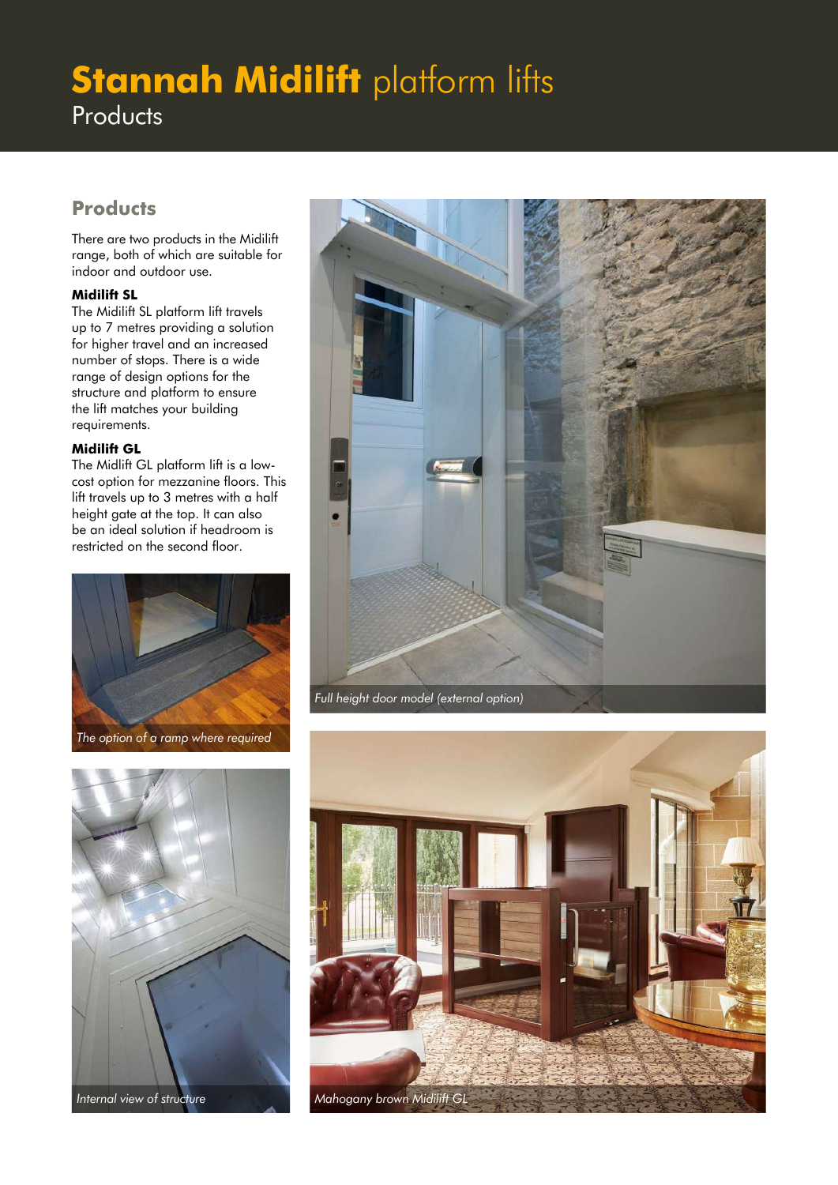# **Stannah Midilift** platform lifts

Products

## Products

There are two products in the Midilift range, both of which are suitable for indoor and outdoor use.

**Midilift SL**

The Midilift SL platform lift travels up to 7 metres providing a solution for higher travel and an increased number of stops. There is a wide range of design options for the structure and platform to ensure the lift matches your building requirements.

**Midilift GL**

The Midlift GL platform lift is a low-cost option for mezzanine floors. This lift travels up to 3 metres with a half height gate at the top. It can also be an ideal solution if headroom is restricted on the second floor.

*The option of a ramp where required*

*Full height door model (external option)*

*Internal view of structure*

*Mahogany brown Midilift GL*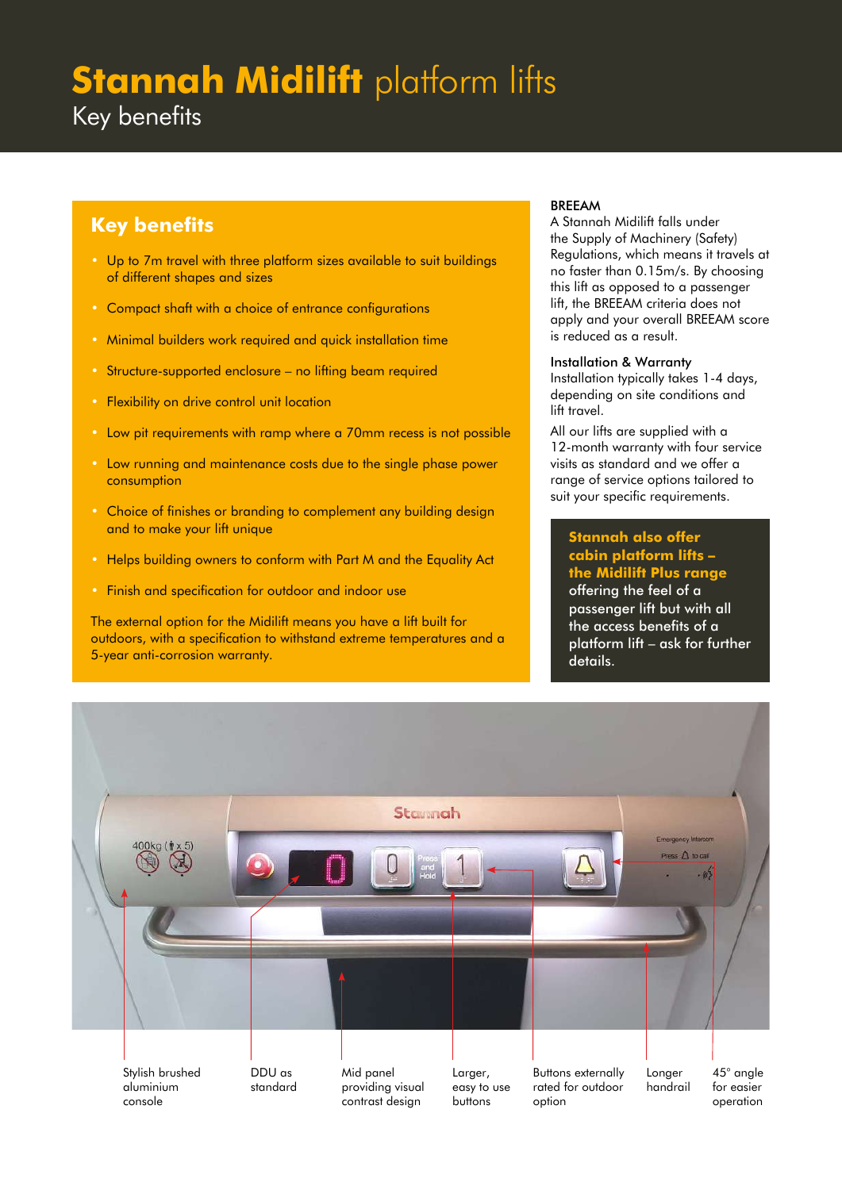# **Stannah Midilift** platform lifts

Key benefits

## Key benefits

- Up to 7m travel with three platform sizes available to suit buildings of different shapes and sizes
- Compact shaft with a choice of entrance configurations
- Minimal builders work required and quick installation time
- Structure-supported enclosure – no lifting beam required
- Flexibility on drive control unit location
- Low pit requirements with ramp where a 70mm recess is not possible
- Low running and maintenance costs due to the single phase power consumption
- Choice of finishes or branding to complement any building design and to make your lift unique
- Helps building owners to conform with Part M and the Equality Act
- Finish and specification for outdoor and indoor use

The external option for the Midilift means you have a lift built for outdoors, with a specification to withstand extreme temperatures and a 5-year anti-corrosion warranty.

### BREEAM

A Stannah Midilift falls under the Supply of Machinery (Safety) Regulations, which means it travels at no faster than 0.15m/s. By choosing this lift as opposed to a passenger lift, the BREEAM criteria does not apply and your overall BREEAM score is reduced as a result.

### Installation & Warranty

Installation typically takes 1-4 days, depending on site conditions and lift travel.

All our lifts are supplied with a 12-month warranty with four service visits as standard and we offer a range of service options tailored to suit your specific requirements.

**Stannah also offer cabin platform lifts – the Midilift Plus range** offering the feel of a passenger lift but with all the access benefits of a platform lift – ask for further details.

Stylish brushed aluminium console

DDU as standard

Mid panel providing visual contrast design

Larger, easy to use buttons

Buttons externally rated for outdoor option

Longer handrail

45° angle for easier operation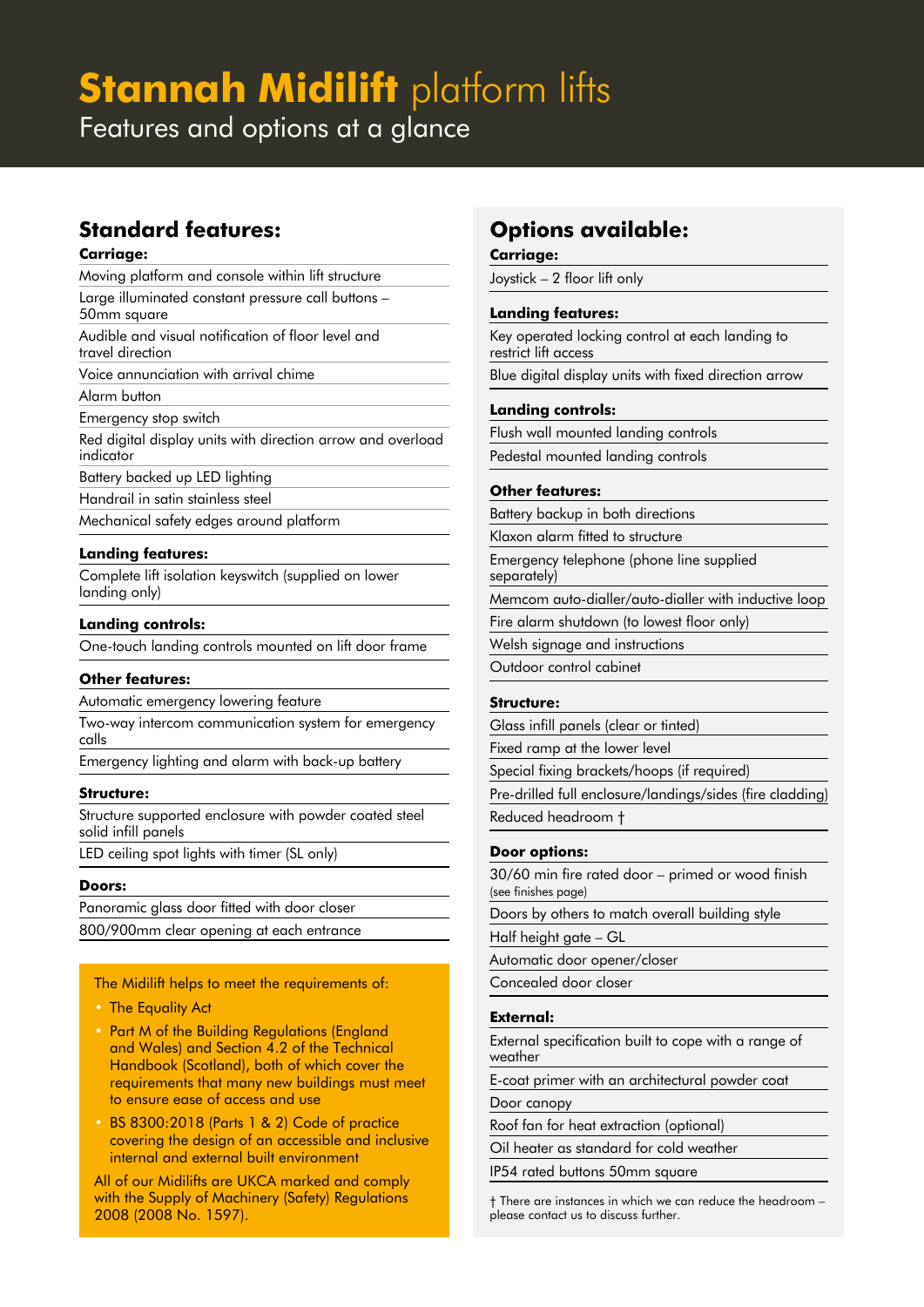# **Stannah Midilift** platform lifts

Features and options at a glance

## Standard features:

**Carriage:**

- Moving platform and console within lift structure
- Large illuminated constant pressure call buttons – 50mm square
- Audible and visual notification of floor level and travel direction
- Voice annunciation with arrival chime
- Alarm button
- Emergency stop switch
- Red digital display units with direction arrow and overload indicator
- Battery backed up LED lighting
- Handrail in satin stainless steel
- Mechanical safety edges around platform

**Landing features:**

- Complete lift isolation keyswitch (supplied on lower landing only)

**Landing controls:**

- One-touch landing controls mounted on lift door frame

**Other features:**

- Automatic emergency lowering feature
- Two-way intercom communication system for emergency calls
- Emergency lighting and alarm with back-up battery

**Structure:**

- Structure supported enclosure with powder coated steel solid infill panels
- LED ceiling spot lights with timer (SL only)

**Doors:**

- Panoramic glass door fitted with door closer
- 800/900mm clear opening at each entrance

The Midilift helps to meet the requirements of:

- The Equality Act
- Part M of the Building Regulations (England and Wales) and Section 4.2 of the Technical Handbook (Scotland), both of which cover the requirements that many new buildings must meet to ensure ease of access and use
- BS 8300:2018 (Parts 1 & 2) Code of practice covering the design of an accessible and inclusive internal and external built environment

All of our Midilifts are UKCA marked and comply with the Supply of Machinery (Safety) Regulations 2008 (2008 No. 1597).

## Options available:

**Carriage:**

- Joystick – 2 floor lift only

**Landing features:**

- Key operated locking control at each landing to restrict lift access
- Blue digital display units with fixed direction arrow

**Landing controls:**

- Flush wall mounted landing controls
- Pedestal mounted landing controls

**Other features:**

- Battery backup in both directions
- Klaxon alarm fitted to structure
- Emergency telephone (phone line supplied separately)
- Memcom auto-dialler/auto-dialler with inductive loop
- Fire alarm shutdown (to lowest floor only)
- Welsh signage and instructions
- Outdoor control cabinet

**Structure:**

- Glass infill panels (clear or tinted)
- Fixed ramp at the lower level
- Special fixing brackets/hoops (if required)
- Pre-drilled full enclosure/landings/sides (fire cladding)
- Reduced headroom †

**Door options:**

- 30/60 min fire rated door – primed or wood finish (see finishes page)
- Doors by others to match overall building style
- Half height gate – GL
- Automatic door opener/closer
- Concealed door closer

**External:**

- External specification built to cope with a range of weather
- E-coat primer with an architectural powder coat
- Door canopy
- Roof fan for heat extraction (optional)
- Oil heater as standard for cold weather
- IP54 rated buttons 50mm square

† There are instances in which we can reduce the headroom – please contact us to discuss further.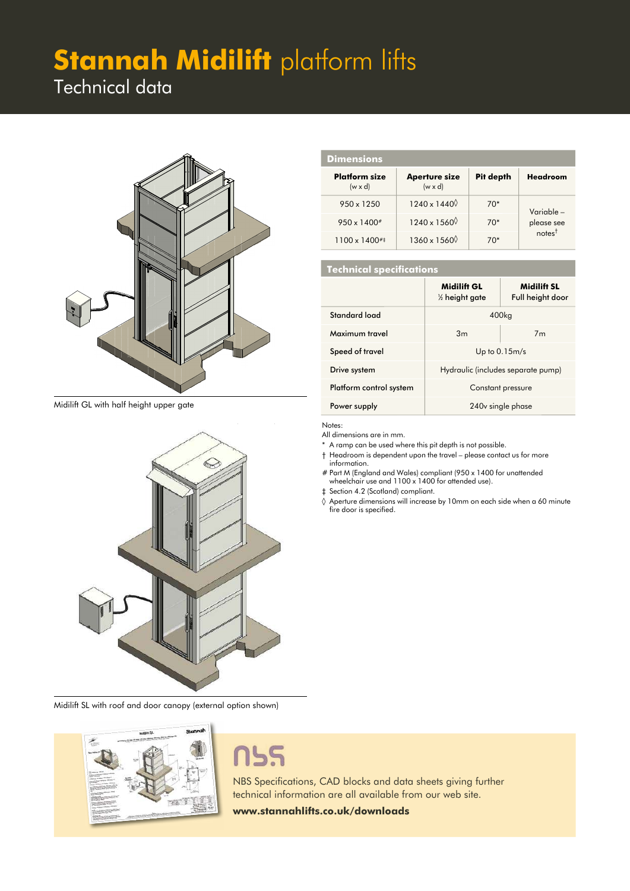# **Stannah Midilift** platform lifts

Technical data

Midilift GL with half height upper gate

Midilift SL with roof and door canopy (external option shown)

## Dimensions

| Platform size (w x d) | Aperture size (w x d) | Pit depth | Headroom |
|---|---|---|---|
| 950 x 1250 | 1240 x 1440◊ | 70* | Variable – please see notes† |
| 950 x 1400# | 1240 x 1560◊ | 70* | |
| 1100 x 1400#‡ | 1360 x 1560◊ | 70* | |

## Technical specifications

| | Midilift GL ½ height gate | Midilift SL Full height door |
|---|---|---|
| Standard load | 400kg | |
| Maximum travel | 3m | 7m |
| Speed of travel | Up to 0.15m/s | |
| Drive system | Hydraulic (includes separate pump) | |
| Platform control system | Constant pressure | |
| Power supply | 240v single phase | |

Notes:

All dimensions are in mm.

\* A ramp can be used where this pit depth is not possible.

† Headroom is dependent upon the travel – please contact us for more information.

\# Part M (England and Wales) compliant (950 x 1400 for unattended wheelchair use and 1100 x 1400 for attended use).

‡ Section 4.2 (Scotland) compliant.

◊ Aperture dimensions will increase by 10mm on each side when a 60 minute fire door is specified.

NBS Specifications, CAD blocks and data sheets giving further technical information are all available from our web site.

**www.stannahlifts.co.uk/downloads**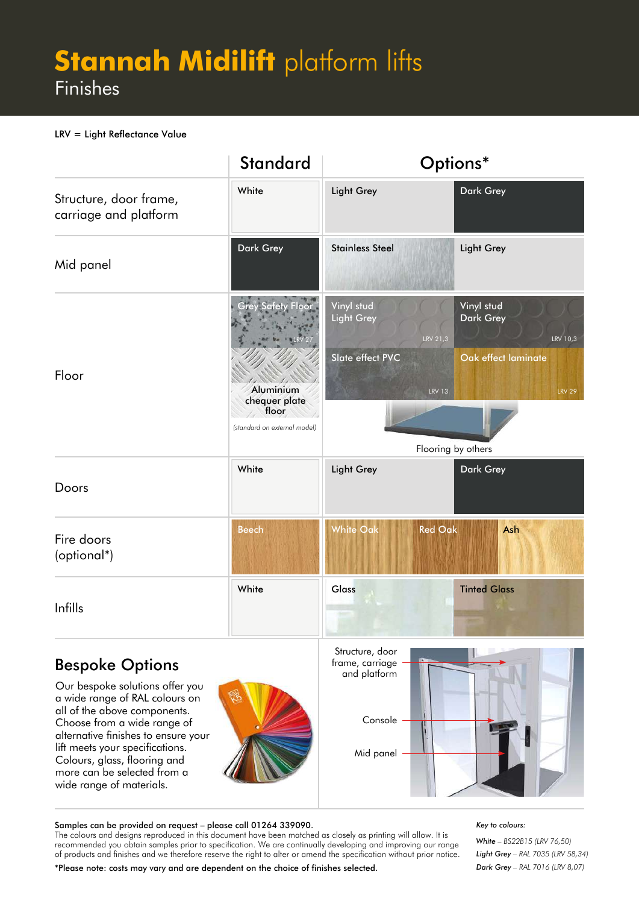# **Stannah Midilift** platform lifts

## Finishes

LRV = Light Reflectance Value

| | Standard | Options* | |
|---|---|---|---|
| Structure, door frame, carriage and platform | White | Light Grey | Dark Grey |
| Mid panel | Dark Grey | Stainless Steel | Light Grey |
| Floor | Grey Safety Floor LRV 27; Aluminium chequer plate floor (standard on external model) | Vinyl stud Light Grey LRV 21,3; Slate effect PVC LRV 13; Flooring by others | Vinyl stud Dark Grey LRV 10,3; Oak effect laminate LRV 29 |
| Doors | White | Light Grey | Dark Grey |
| Fire doors (optional*) | Beech | White Oak; Red Oak | Ash |
| Infills | White | Glass | Tinted Glass |

## Bespoke Options

Our bespoke solutions offer you a wide range of RAL colours on all of the above components. Choose from a wide range of alternative finishes to ensure your lift meets your specifications. Colours, glass, flooring and more can be selected from a wide range of materials.

Structure, door frame, carriage and platform

Console

Mid panel

**Samples can be provided on request – please call 01264 339090.**
The colours and designs reproduced in this document have been matched as closely as printing will allow. It is recommended you obtain samples prior to specification. We are continually developing and improving our range of products and finishes and we therefore reserve the right to alter or amend the specification without prior notice.

*Please note: costs may vary and are dependent on the choice of finishes selected.

*Key to colours:*

*White – BS22B15 (LRV 76,50)*

*Light Grey – RAL 7035 (LRV 58,34)*

*Dark Grey – RAL 7016 (LRV 8,07)*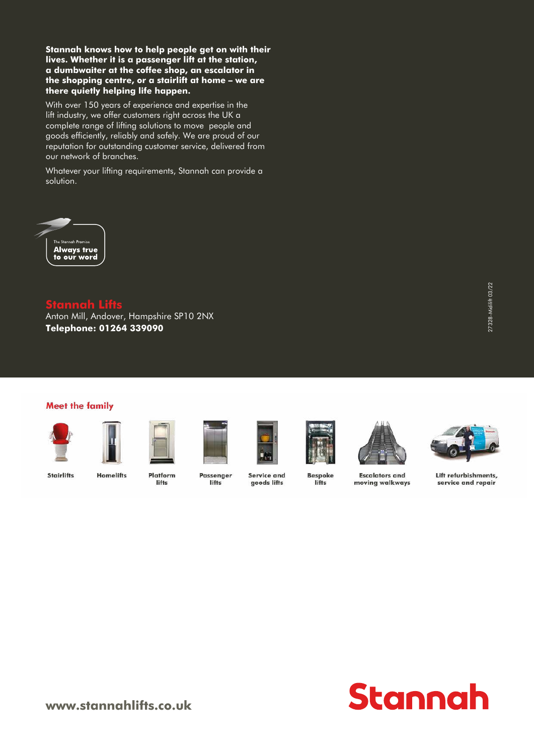**Stannah knows how to help people get on with their lives. Whether it is a passenger lift at the station, a dumbwaiter at the coffee shop, an escalator in the shopping centre, or a stairlift at home – we are there quietly helping life happen.**

With over 150 years of experience and expertise in the lift industry, we offer customers right across the UK a complete range of lifting solutions to move people and goods efficiently, reliably and safely. We are proud of our reputation for outstanding customer service, delivered from our network of branches.

Whatever your lifting requirements, Stannah can provide a solution.

The Stannah Promise
**Always true to our word**

## Stannah Lifts

Anton Mill, Andover, Hampshire SP10 2NX
**Telephone: 01264 339090**

27328-Midilift 03/22

### Meet the family

Stairlifts

Homelifts

Platform lifts

Passenger lifts

Service and goods lifts

Bespoke lifts

Escalators and moving walkways

Lift refurbishments, service and repair

**www.stannahlifts.co.uk**

Stannah